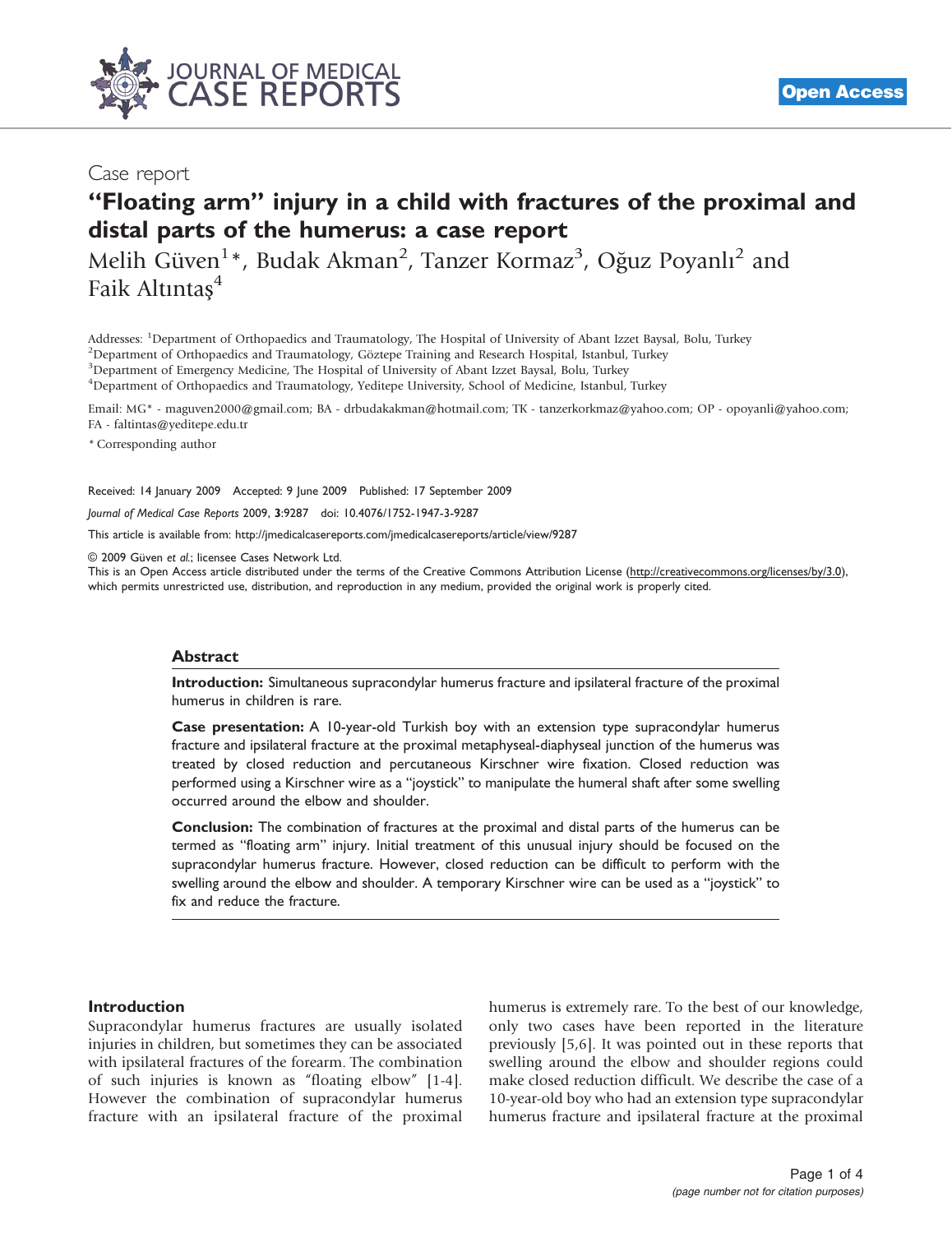Case report

# "Floating arm" injury in a child with fractures of the proximal and distal parts of the humerus: a case report

Melih Güven[1]*, Budak Akman[2], Tanzer Kormaz[3], Oğuz Poyanlı[2] and Faik Altıntaş[4]

Addresses: [1]Department of Orthopaedics and Traumatology, The Hospital of University of Abant Izzet Baysal, Bolu, Turkey
[2]Department of Orthopaedics and Traumatology, Göztepe Training and Research Hospital, Istanbul, Turkey
[3]Department of Emergency Medicine, The Hospital of University of Abant Izzet Baysal, Bolu, Turkey
[4]Department of Orthopaedics and Traumatology, Yeditepe University, School of Medicine, Istanbul, Turkey

Email: MG* - maguven2000@gmail.com; BA - drbudakakman@hotmail.com; TK - tanzerkorkmaz@yahoo.com; OP - opoyanli@yahoo.com; FA - faltintas@yeditepe.edu.tr

* Corresponding author

Received: 14 January 2009 Accepted: 9 June 2009 Published: 17 September 2009

*Journal of Medical Case Reports* 2009, **3**:9287 doi: 10.4076/1752-1947-3-9287

This article is available from: http://jmedicalcasereports.com/jmedicalcasereports/article/view/9287

© 2009 Güven *et al.*; licensee Cases Network Ltd.
This is an Open Access article distributed under the terms of the Creative Commons Attribution License (http://creativecommons.org/licenses/by/3.0), which permits unrestricted use, distribution, and reproduction in any medium, provided the original work is properly cited.

## Abstract

**Introduction:** Simultaneous supracondylar humerus fracture and ipsilateral fracture of the proximal humerus in children is rare.

**Case presentation:** A 10-year-old Turkish boy with an extension type supracondylar humerus fracture and ipsilateral fracture at the proximal metaphyseal-diaphyseal junction of the humerus was treated by closed reduction and percutaneous Kirschner wire fixation. Closed reduction was performed using a Kirschner wire as a "joystick" to manipulate the humeral shaft after some swelling occurred around the elbow and shoulder.

**Conclusion:** The combination of fractures at the proximal and distal parts of the humerus can be termed as "floating arm" injury. Initial treatment of this unusual injury should be focused on the supracondylar humerus fracture. However, closed reduction can be difficult to perform with the swelling around the elbow and shoulder. A temporary Kirschner wire can be used as a "joystick" to fix and reduce the fracture.

## Introduction

Supracondylar humerus fractures are usually isolated injuries in children, but sometimes they can be associated with ipsilateral fractures of the forearm. The combination of such injuries is known as "floating elbow" [1-4]. However the combination of supracondylar humerus fracture with an ipsilateral fracture of the proximal humerus is extremely rare. To the best of our knowledge, only two cases have been reported in the literature previously [5,6]. It was pointed out in these reports that swelling around the elbow and shoulder regions could make closed reduction difficult. We describe the case of a 10-year-old boy who had an extension type supracondylar humerus fracture and ipsilateral fracture at the proximal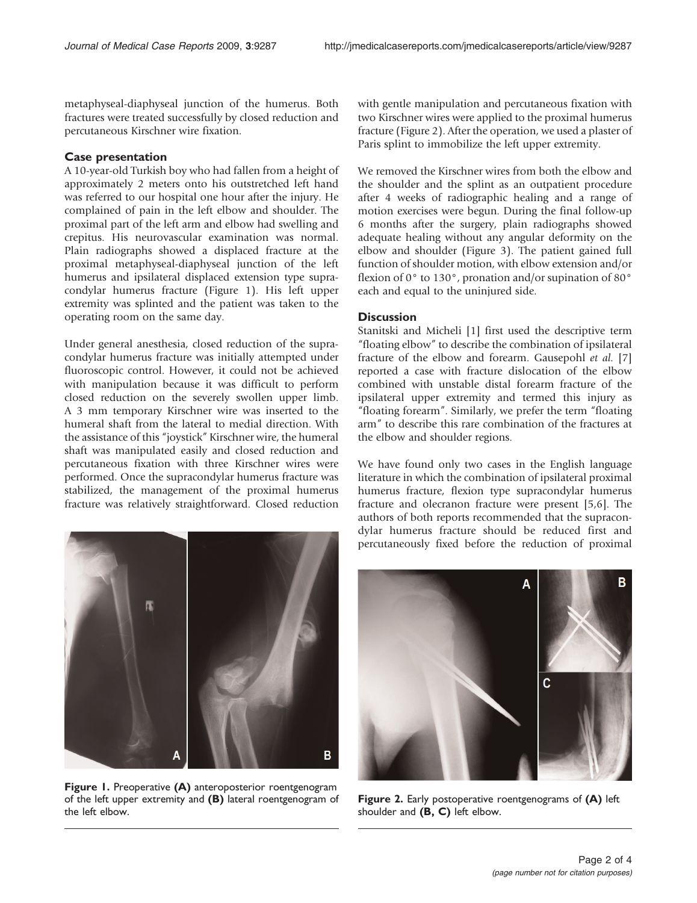metaphyseal-diaphyseal junction of the humerus. Both fractures were treated successfully by closed reduction and percutaneous Kirschner wire fixation.

## Case presentation

A 10-year-old Turkish boy who had fallen from a height of approximately 2 meters onto his outstretched left hand was referred to our hospital one hour after the injury. He complained of pain in the left elbow and shoulder. The proximal part of the left arm and elbow had swelling and crepitus. His neurovascular examination was normal. Plain radiographs showed a displaced fracture at the proximal metaphyseal-diaphyseal junction of the left humerus and ipsilateral displaced extension type supracondylar humerus fracture (Figure 1). His left upper extremity was splinted and the patient was taken to the operating room on the same day.

Under general anesthesia, closed reduction of the supracondylar humerus fracture was initially attempted under fluoroscopic control. However, it could not be achieved with manipulation because it was difficult to perform closed reduction on the severely swollen upper limb. A 3 mm temporary Kirschner wire was inserted to the humeral shaft from the lateral to medial direction. With the assistance of this "joystick" Kirschner wire, the humeral shaft was manipulated easily and closed reduction and percutaneous fixation with three Kirschner wires were performed. Once the supracondylar humerus fracture was stabilized, the management of the proximal humerus fracture was relatively straightforward. Closed reduction with gentle manipulation and percutaneous fixation with two Kirschner wires were applied to the proximal humerus fracture (Figure 2). After the operation, we used a plaster of Paris splint to immobilize the left upper extremity.

Figure 1. Preoperative **(A)** anteroposterior roentgenogram of the left upper extremity and **(B)** lateral roentgenogram of the left elbow.

We removed the Kirschner wires from both the elbow and the shoulder and the splint as an outpatient procedure after 4 weeks of radiographic healing and a range of motion exercises were begun. During the final follow-up 6 months after the surgery, plain radiographs showed adequate healing without any angular deformity on the elbow and shoulder (Figure 3). The patient gained full function of shoulder motion, with elbow extension and/or flexion of 0° to 130°, pronation and/or supination of 80° each and equal to the uninjured side.

## Discussion

Stanitski and Micheli [1] first used the descriptive term "floating elbow" to describe the combination of ipsilateral fracture of the elbow and forearm. Gausepohl *et al.* [7] reported a case with fracture dislocation of the elbow combined with unstable distal forearm fracture of the ipsilateral upper extremity and termed this injury as "floating forearm". Similarly, we prefer the term "floating arm" to describe this rare combination of the fractures at the elbow and shoulder regions.

We have found only two cases in the English language literature in which the combination of ipsilateral proximal humerus fracture, flexion type supracondylar humerus fracture and olecranon fracture were present [5,6]. The authors of both reports recommended that the supracondylar humerus fracture should be reduced first and percutaneously fixed before the reduction of proximal

Figure 2. Early postoperative roentgenograms of **(A)** left shoulder and **(B, C)** left elbow.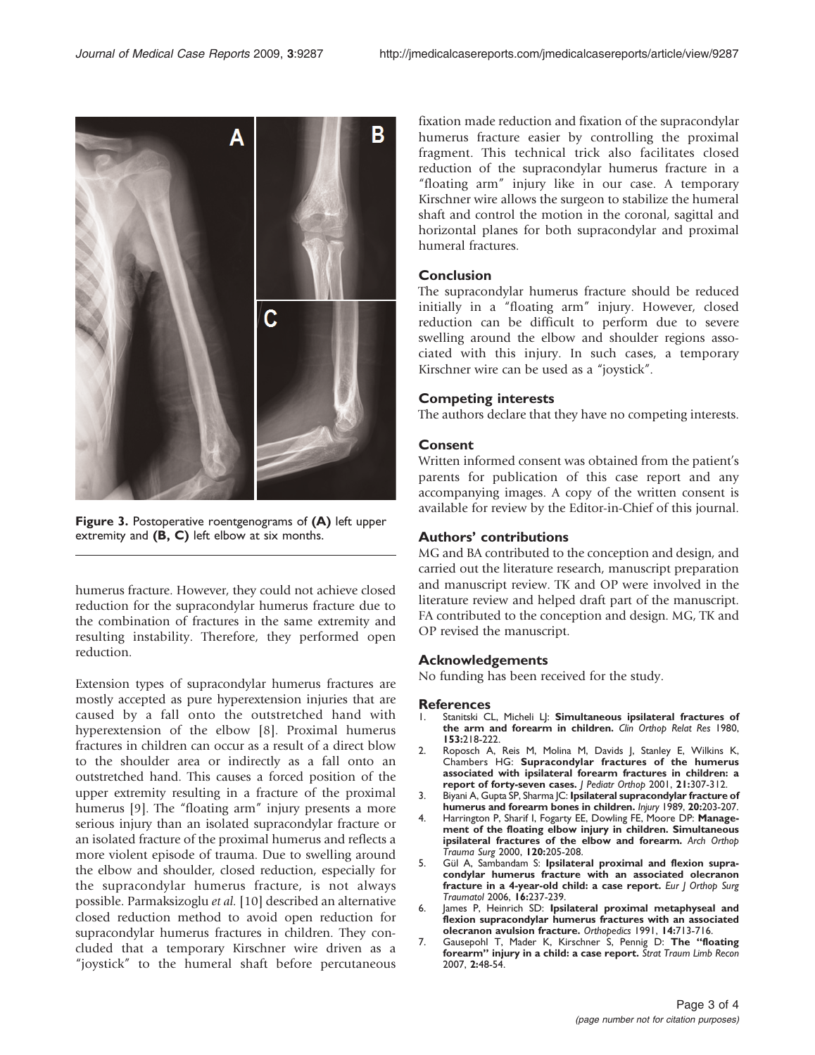**Figure 3.** Postoperative roentgenograms of **(A)** left upper extremity and **(B, C)** left elbow at six months.

humerus fracture. However, they could not achieve closed reduction for the supracondylar humerus fracture due to the combination of fractures in the same extremity and resulting instability. Therefore, they performed open reduction.

Extension types of supracondylar humerus fractures are mostly accepted as pure hyperextension injuries that are caused by a fall onto the outstretched hand with hyperextension of the elbow [8]. Proximal humerus fractures in children can occur as a result of a direct blow to the shoulder area or indirectly as a fall onto an outstretched hand. This causes a forced position of the upper extremity resulting in a fracture of the proximal humerus [9]. The "floating arm" injury presents a more serious injury than an isolated supracondylar fracture or an isolated fracture of the proximal humerus and reflects a more violent episode of trauma. Due to swelling around the elbow and shoulder, closed reduction, especially for the supracondylar humerus fracture, is not always possible. Parmaksizoglu *et al.* [10] described an alternative closed reduction method to avoid open reduction for supracondylar humerus fractures in children. They concluded that a temporary Kirschner wire driven as a "joystick" to the humeral shaft before percutaneous fixation made reduction and fixation of the supracondylar humerus fracture easier by controlling the proximal fragment. This technical trick also facilitates closed reduction of the supracondylar humerus fracture in a "floating arm" injury like in our case. A temporary Kirschner wire allows the surgeon to stabilize the humeral shaft and control the motion in the coronal, sagittal and horizontal planes for both supracondylar and proximal humeral fractures.

## Conclusion

The supracondylar humerus fracture should be reduced initially in a "floating arm" injury. However, closed reduction can be difficult to perform due to severe swelling around the elbow and shoulder regions associated with this injury. In such cases, a temporary Kirschner wire can be used as a "joystick".

## Competing interests

The authors declare that they have no competing interests.

## Consent

Written informed consent was obtained from the patient's parents for publication of this case report and any accompanying images. A copy of the written consent is available for review by the Editor-in-Chief of this journal.

## Authors' contributions

MG and BA contributed to the conception and design, and carried out the literature research, manuscript preparation and manuscript review. TK and OP were involved in the literature review and helped draft part of the manuscript. FA contributed to the conception and design. MG, TK and OP revised the manuscript.

## Acknowledgements

No funding has been received for the study.

## References

1. Stanitski CL, Micheli LJ: **Simultaneous ipsilateral fractures of the arm and forearm in children.** *Clin Orthop Relat Res* 1980, **153:**218-222.
2. Roposch A, Reis M, Molina M, Davids J, Stanley E, Wilkins K, Chambers HG: **Supracondylar fractures of the humerus associated with ipsilateral forearm fractures in children: a report of forty-seven cases.** *J Pediatr Orthop* 2001, **21:**307-312.
3. Biyani A, Gupta SP, Sharma JC: **Ipsilateral supracondylar fracture of humerus and forearm bones in children.** *Injury* 1989, **20:**203-207.
4. Harrington P, Sharif I, Fogarty EE, Dowling FE, Moore DP: **Management of the floating elbow injury in children. Simultaneous ipsilateral fractures of the elbow and forearm.** *Arch Orthop Trauma Surg* 2000, **120:**205-208.
5. Gül A, Sambandam S: **Ipsilateral proximal and flexion supracondylar humerus fracture with an associated olecranon fracture in a 4-year-old child: a case report.** *Eur J Orthop Surg Traumatol* 2006, **16:**237-239.
6. James P, Heinrich SD: **Ipsilateral proximal metaphyseal and flexion supracondylar humerus fractures with an associated olecranon avulsion fracture.** *Orthopedics* 1991, **14:**713-716.
7. Gausepohl T, Mader K, Kirschner S, Pennig D: **The "floating forearm" injury in a child: a case report.** *Strat Traum Limb Recon* 2007, **2:**48-54.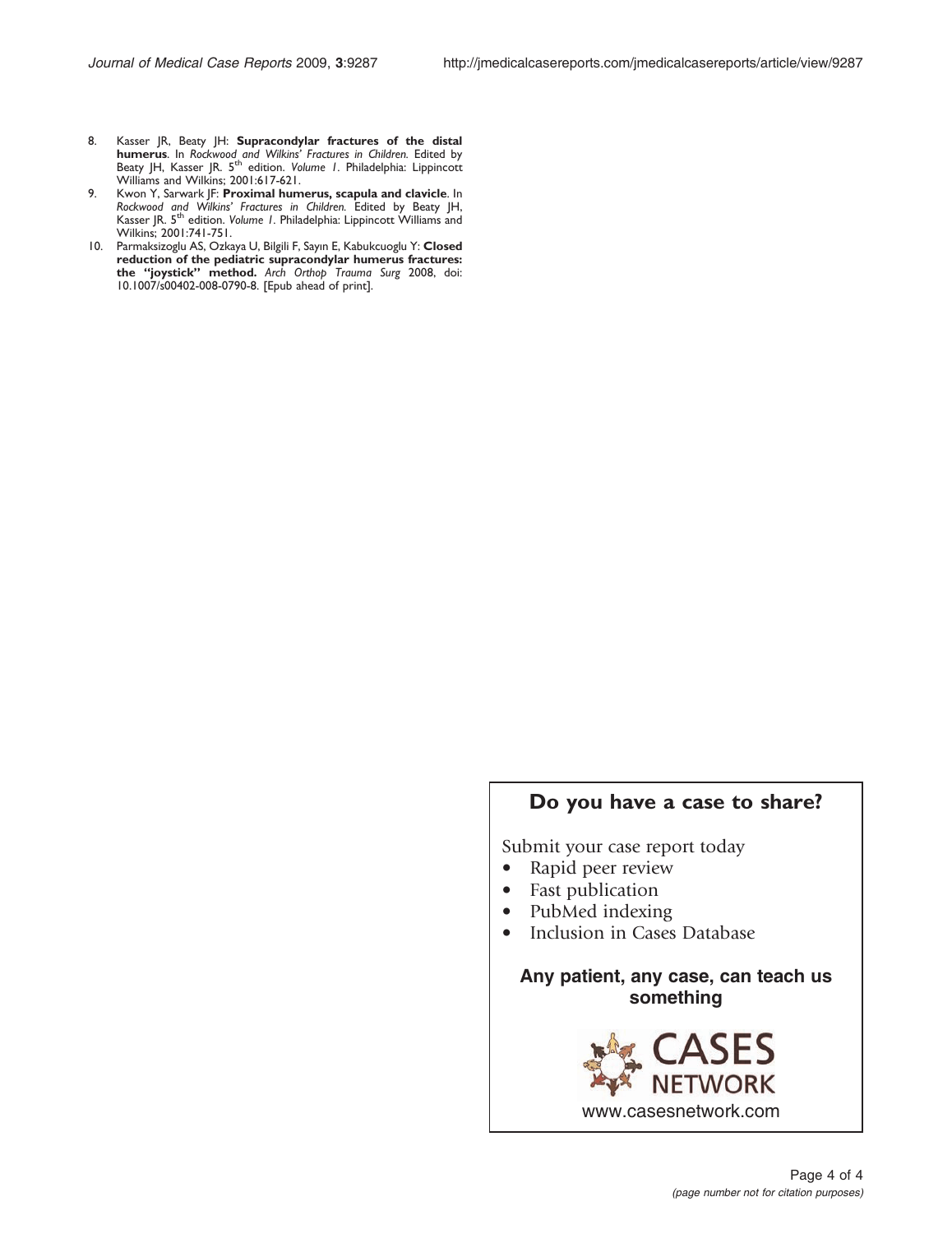8. Kasser JR, Beaty JH: **Supracondylar fractures of the distal humerus**. In *Rockwood and Wilkins' Fractures in Children.* Edited by Beaty JH, Kasser JR. 5th edition. *Volume 1*. Philadelphia: Lippincott Williams and Wilkins; 2001:617-621.
9. Kwon Y, Sarwark JF: **Proximal humerus, scapula and clavicle**. In *Rockwood and Wilkins' Fractures in Children.* Edited by Beaty JH, Kasser JR. 5th edition. *Volume 1*. Philadelphia: Lippincott Williams and Wilkins; 2001:741-751.
10. Parmaksizoglu AS, Ozkaya U, Bilgili F, Sayın E, Kabukcuoglu Y: **Closed reduction of the pediatric supracondylar humerus fractures: the "joystick" method.** *Arch Orthop Trauma Surg* 2008, doi: 10.1007/s00402-008-0790-8. [Epub ahead of print].

**Do you have a case to share?**

Submit your case report today

- Rapid peer review
- Fast publication
- PubMed indexing
- Inclusion in Cases Database

**Any patient, any case, can teach us something**

CASES NETWORK

www.casesnetwork.com